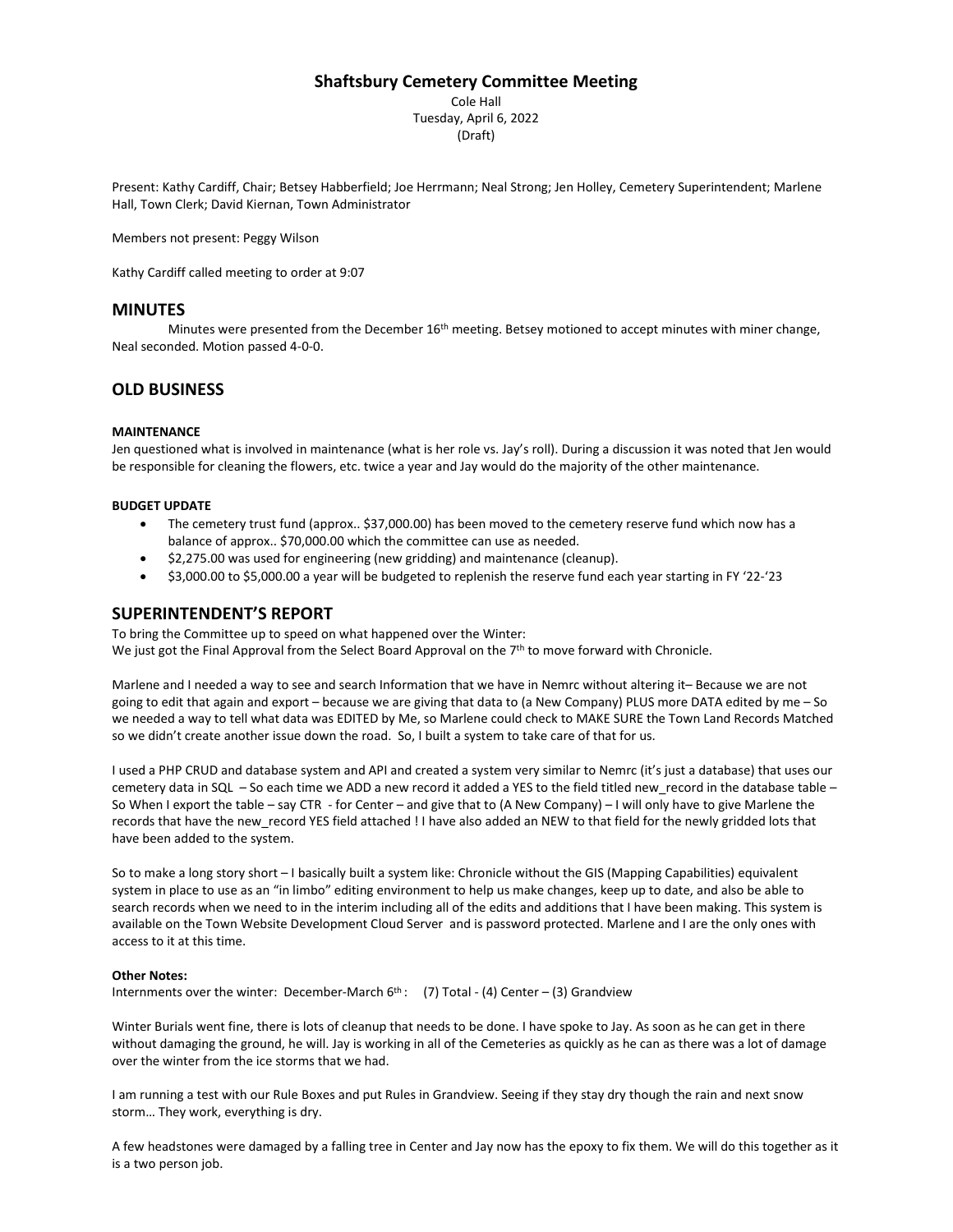# Shaftsbury Cemetery Committee Meeting

Cole Hall
Tuesday, April 6, 2022
(Draft)

Present: Kathy Cardiff, Chair; Betsey Habberfield; Joe Herrmann; Neal Strong; Jen Holley, Cemetery Superintendent; Marlene Hall, Town Clerk; David Kiernan, Town Administrator

Members not present: Peggy Wilson

Kathy Cardiff called meeting to order at 9:07

## MINUTES

Minutes were presented from the December 16th meeting. Betsey motioned to accept minutes with miner change, Neal seconded. Motion passed 4-0-0.

## OLD BUSINESS

**MAINTENANCE**

Jen questioned what is involved in maintenance (what is her role vs. Jay's roll). During a discussion it was noted that Jen would be responsible for cleaning the flowers, etc. twice a year and Jay would do the majority of the other maintenance.

**BUDGET UPDATE**

- The cemetery trust fund (approx.. $37,000.00) has been moved to the cemetery reserve fund which now has a balance of approx.. $70,000.00 which the committee can use as needed.
- $2,275.00 was used for engineering (new gridding) and maintenance (cleanup).
- $3,000.00 to $5,000.00 a year will be budgeted to replenish the reserve fund each year starting in FY '22-'23

## SUPERINTENDENT'S REPORT

To bring the Committee up to speed on what happened over the Winter:
We just got the Final Approval from the Select Board Approval on the 7th to move forward with Chronicle.

Marlene and I needed a way to see and search Information that we have in Nemrc without altering it– Because we are not going to edit that again and export – because we are giving that data to (a New Company) PLUS more DATA edited by me – So we needed a way to tell what data was EDITED by Me, so Marlene could check to MAKE SURE the Town Land Records Matched so we didn't create another issue down the road. So, I built a system to take care of that for us.

I used a PHP CRUD and database system and API and created a system very similar to Nemrc (it's just a database) that uses our cemetery data in SQL – So each time we ADD a new record it added a YES to the field titled new_record in the database table – So When I export the table – say CTR - for Center – and give that to (A New Company) – I will only have to give Marlene the records that have the new_record YES field attached ! I have also added an NEW to that field for the newly gridded lots that have been added to the system.

So to make a long story short – I basically built a system like: Chronicle without the GIS (Mapping Capabilities) equivalent system in place to use as an "in limbo" editing environment to help us make changes, keep up to date, and also be able to search records when we need to in the interim including all of the edits and additions that I have been making. This system is available on the Town Website Development Cloud Server and is password protected. Marlene and I are the only ones with access to it at this time.

**Other Notes:**

Internments over the winter: December-March 6th : (7) Total - (4) Center – (3) Grandview

Winter Burials went fine, there is lots of cleanup that needs to be done. I have spoke to Jay. As soon as he can get in there without damaging the ground, he will. Jay is working in all of the Cemeteries as quickly as he can as there was a lot of damage over the winter from the ice storms that we had.

I am running a test with our Rule Boxes and put Rules in Grandview. Seeing if they stay dry though the rain and next snow storm… They work, everything is dry.

A few headstones were damaged by a falling tree in Center and Jay now has the epoxy to fix them. We will do this together as it is a two person job.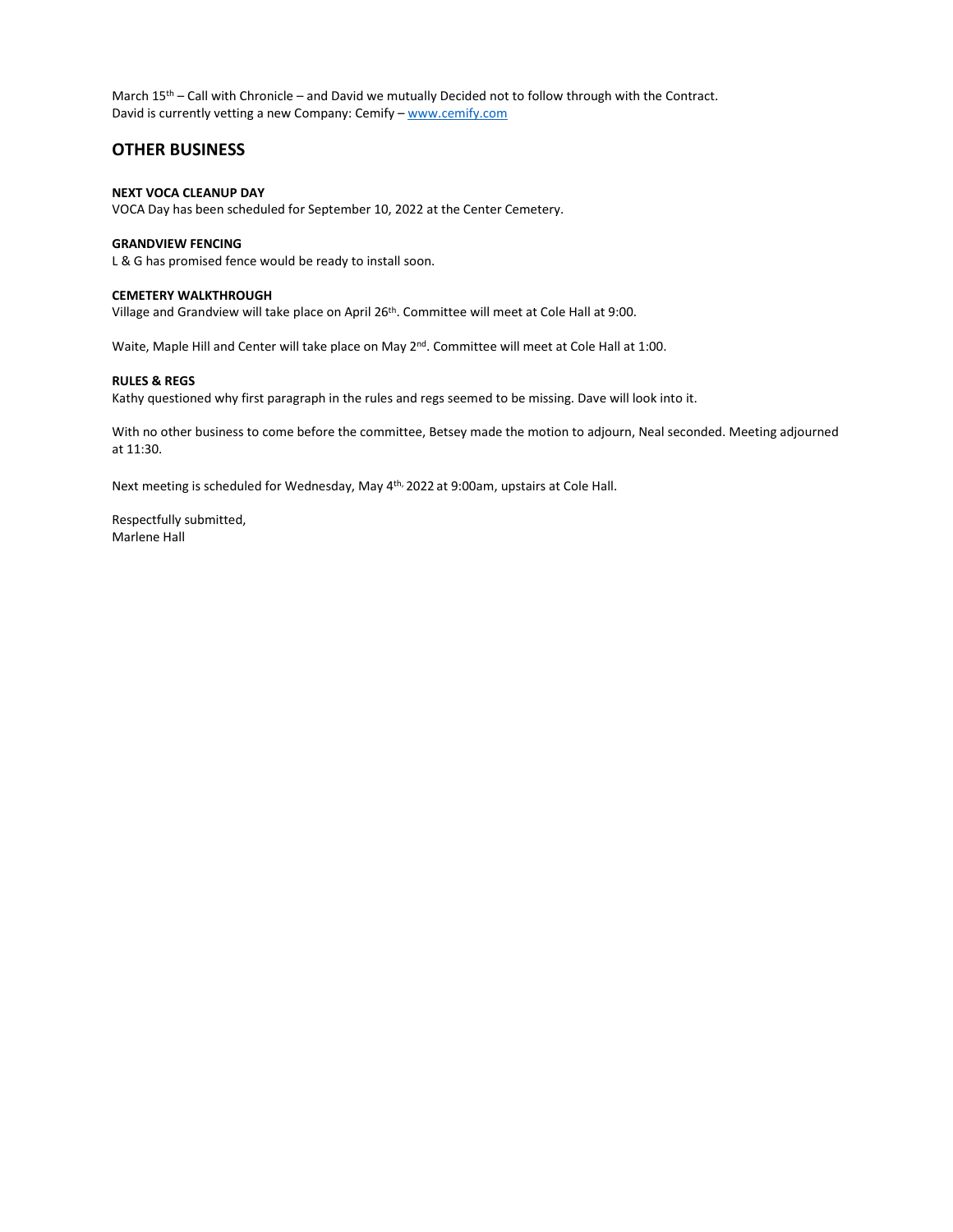March 15th – Call with Chronicle – and David we mutually Decided not to follow through with the Contract. David is currently vetting a new Company: Cemify – www.cemify.com

## OTHER BUSINESS

**NEXT VOCA CLEANUP DAY**
VOCA Day has been scheduled for September 10, 2022 at the Center Cemetery.

**GRANDVIEW FENCING**
L & G has promised fence would be ready to install soon.

**CEMETERY WALKTHROUGH**
Village and Grandview will take place on April 26th. Committee will meet at Cole Hall at 9:00.

Waite, Maple Hill and Center will take place on May 2nd. Committee will meet at Cole Hall at 1:00.

**RULES & REGS**
Kathy questioned why first paragraph in the rules and regs seemed to be missing. Dave will look into it.

With no other business to come before the committee, Betsey made the motion to adjourn, Neal seconded. Meeting adjourned at 11:30.

Next meeting is scheduled for Wednesday, May 4th, 2022 at 9:00am, upstairs at Cole Hall.

Respectfully submitted,
Marlene Hall